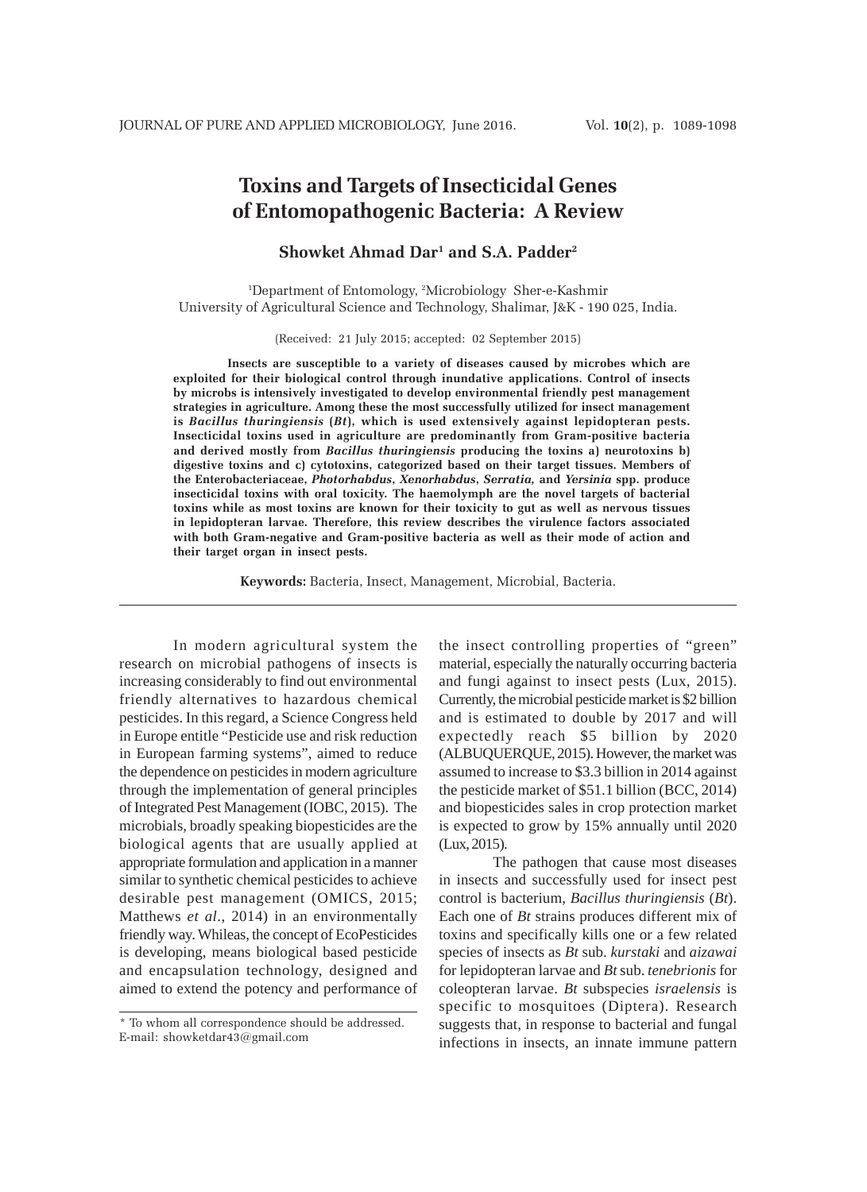# Toxins and Targets of Insecticidal Genes of Entomopathogenic Bacteria: A Review

**Showket Ahmad Dar[1] and S.A. Padder[2]**

[1]Department of Entomology, [2]Microbiology Sher-e-Kashmir University of Agricultural Science and Technology, Shalimar, J&K - 190 025, India.

(Received: 21 July 2015; accepted: 02 September 2015)

**Insects are susceptible to a variety of diseases caused by microbes which are exploited for their biological control through inundative applications. Control of insects by microbs is intensively investigated to develop environmental friendly pest management strategies in agriculture. Among these the most successfully utilized for insect management is *Bacillus thuringiensis* (*Bt*), which is used extensively against lepidopteran pests. Insecticidal toxins used in agriculture are predominantly from Gram-positive bacteria and derived mostly from *Bacillus thuringiensis* producing the toxins a) neurotoxins b) digestive toxins and c) cytotoxins, categorized based on their target tissues. Members of the Enterobacteriaceae, *Photorhabdus*, *Xenorhabdus*, *Serratia,* and *Yersinia* spp. produce insecticidal toxins with oral toxicity. The haemolymph are the novel targets of bacterial toxins while as most toxins are known for their toxicity to gut as well as nervous tissues in lepidopteran larvae. Therefore, this review describes the virulence factors associated with both Gram-negative and Gram-positive bacteria as well as their mode of action and their target organ in insect pests.**

**Keywords:** Bacteria, Insect, Management, Microbial, Bacteria.

---

In modern agricultural system the research on microbial pathogens of insects is increasing considerably to find out environmental friendly alternatives to hazardous chemical pesticides. In this regard, a Science Congress held in Europe entitle "Pesticide use and risk reduction in European farming systems", aimed to reduce the dependence on pesticides in modern agriculture through the implementation of general principles of Integrated Pest Management (IOBC, 2015). The microbials, broadly speaking biopesticides are the biological agents that are usually applied at appropriate formulation and application in a manner similar to synthetic chemical pesticides to achieve desirable pest management (OMICS, 2015; Matthews *et al*., 2014) in an environmentally friendly way. Whileas, the concept of EcoPesticides is developing, means biological based pesticide and encapsulation technology, designed and aimed to extend the potency and performance of the insect controlling properties of "green" material, especially the naturally occurring bacteria and fungi against to insect pests (Lux, 2015). Currently, the microbial pesticide market is \$2 billion and is estimated to double by 2017 and will expectedly reach \$5 billion by 2020 (ALBUQUERQUE, 2015). However, the market was assumed to increase to \$3.3 billion in 2014 against the pesticide market of \$51.1 billion (BCC, 2014) and biopesticides sales in crop protection market is expected to grow by 15% annually until 2020 (Lux, 2015).

The pathogen that cause most diseases in insects and successfully used for insect pest control is bacterium, *Bacillus thuringiensis* (*Bt*). Each one of *Bt* strains produces different mix of toxins and specifically kills one or a few related species of insects as *Bt* sub. *kurstaki* and *aizawai* for lepidopteran larvae and *Bt* sub. *tenebrionis* for coleopteran larvae. *Bt* subspecies *israelensis* is specific to mosquitoes (Diptera). Research suggests that, in response to bacterial and fungal infections in insects, an innate immune pattern

---

* To whom all correspondence should be addressed.
E-mail: showketdar43@gmail.com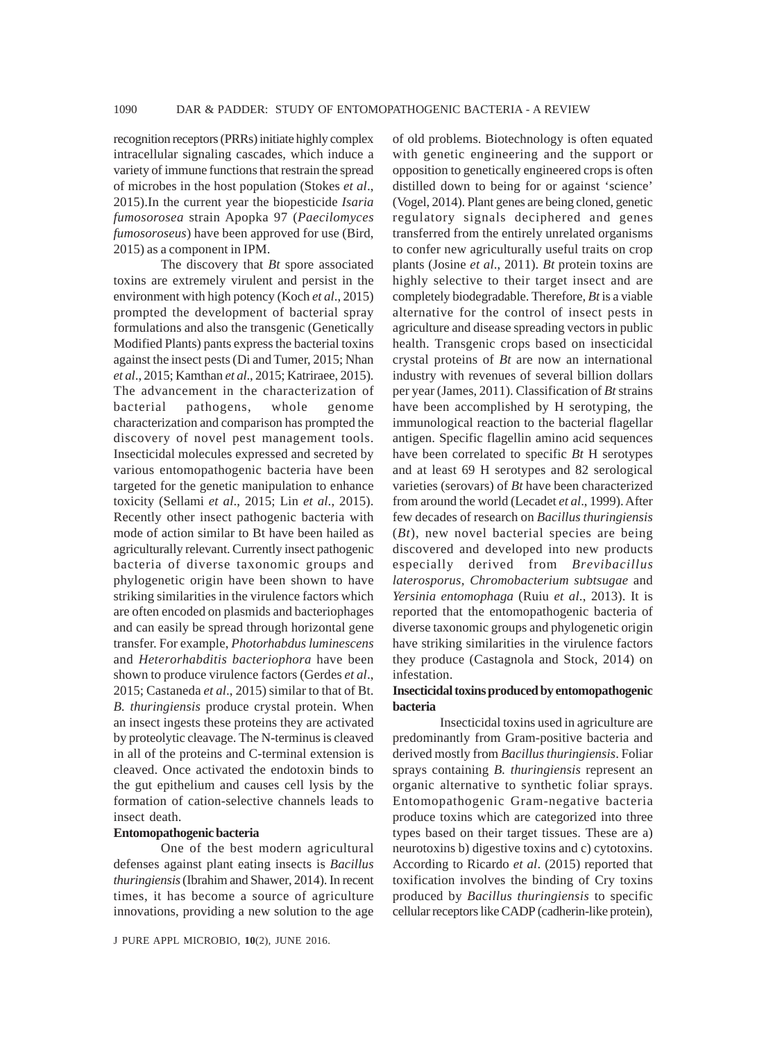recognition receptors (PRRs) initiate highly complex intracellular signaling cascades, which induce a variety of immune functions that restrain the spread of microbes in the host population (Stokes *et al*., 2015).In the current year the biopesticide *Isaria fumosorosea* strain Apopka 97 (*Paecilomyces fumosoroseus*) have been approved for use (Bird, 2015) as a component in IPM.

The discovery that *Bt* spore associated toxins are extremely virulent and persist in the environment with high potency (Koch *et al*., 2015) prompted the development of bacterial spray formulations and also the transgenic (Genetically Modified Plants) pants express the bacterial toxins against the insect pests (Di and Tumer, 2015; Nhan *et al*., 2015; Kamthan *et al*., 2015; Katriraee, 2015). The advancement in the characterization of bacterial pathogens, whole genome characterization and comparison has prompted the discovery of novel pest management tools. Insecticidal molecules expressed and secreted by various entomopathogenic bacteria have been targeted for the genetic manipulation to enhance toxicity (Sellami *et al*., 2015; Lin *et al*., 2015). Recently other insect pathogenic bacteria with mode of action similar to Bt have been hailed as agriculturally relevant. Currently insect pathogenic bacteria of diverse taxonomic groups and phylogenetic origin have been shown to have striking similarities in the virulence factors which are often encoded on plasmids and bacteriophages and can easily be spread through horizontal gene transfer. For example, *Photorhabdus luminescens* and *Heterorhabditis bacteriophora* have been shown to produce virulence factors (Gerdes *et al*., 2015; Castaneda *et al*., 2015) similar to that of Bt. *B. thuringiensis* produce crystal protein. When an insect ingests these proteins they are activated by proteolytic cleavage. The N-terminus is cleaved in all of the proteins and C-terminal extension is cleaved. Once activated the endotoxin binds to the gut epithelium and causes cell lysis by the formation of cation-selective channels leads to insect death.

**Entomopathogenic bacteria**

One of the best modern agricultural defenses against plant eating insects is *Bacillus thuringiensis* (Ibrahim and Shawer, 2014). In recent times, it has become a source of agriculture innovations, providing a new solution to the age of old problems. Biotechnology is often equated with genetic engineering and the support or opposition to genetically engineered crops is often distilled down to being for or against 'science' (Vogel, 2014). Plant genes are being cloned, genetic regulatory signals deciphered and genes transferred from the entirely unrelated organisms to confer new agriculturally useful traits on crop plants (Josine *et al*., 2011). *Bt* protein toxins are highly selective to their target insect and are completely biodegradable. Therefore, *Bt* is a viable alternative for the control of insect pests in agriculture and disease spreading vectors in public health. Transgenic crops based on insecticidal crystal proteins of *Bt* are now an international industry with revenues of several billion dollars per year (James, 2011). Classification of *Bt* strains have been accomplished by H serotyping, the immunological reaction to the bacterial flagellar antigen. Specific flagellin amino acid sequences have been correlated to specific *Bt* H serotypes and at least 69 H serotypes and 82 serological varieties (serovars) of *Bt* have been characterized from around the world (Lecadet *et al*., 1999). After few decades of research on *Bacillus thuringiensis* (*Bt*), new novel bacterial species are being discovered and developed into new products especially derived from *Brevibacillus laterosporus, Chromobacterium subtsugae* and *Yersinia entomophaga* (Ruiu *et al*., 2013). It is reported that the entomopathogenic bacteria of diverse taxonomic groups and phylogenetic origin have striking similarities in the virulence factors they produce (Castagnola and Stock, 2014) on infestation.

**Insecticidal toxins produced by entomopathogenic bacteria**

Insecticidal toxins used in agriculture are predominantly from Gram-positive bacteria and derived mostly from *Bacillus thuringiensis*. Foliar sprays containing *B. thuringiensis* represent an organic alternative to synthetic foliar sprays. Entomopathogenic Gram-negative bacteria produce toxins which are categorized into three types based on their target tissues. These are a) neurotoxins b) digestive toxins and c) cytotoxins. According to Ricardo *et al*. (2015) reported that toxification involves the binding of Cry toxins produced by *Bacillus thuringiensis* to specific cellular receptors like CADP (cadherin-like protein),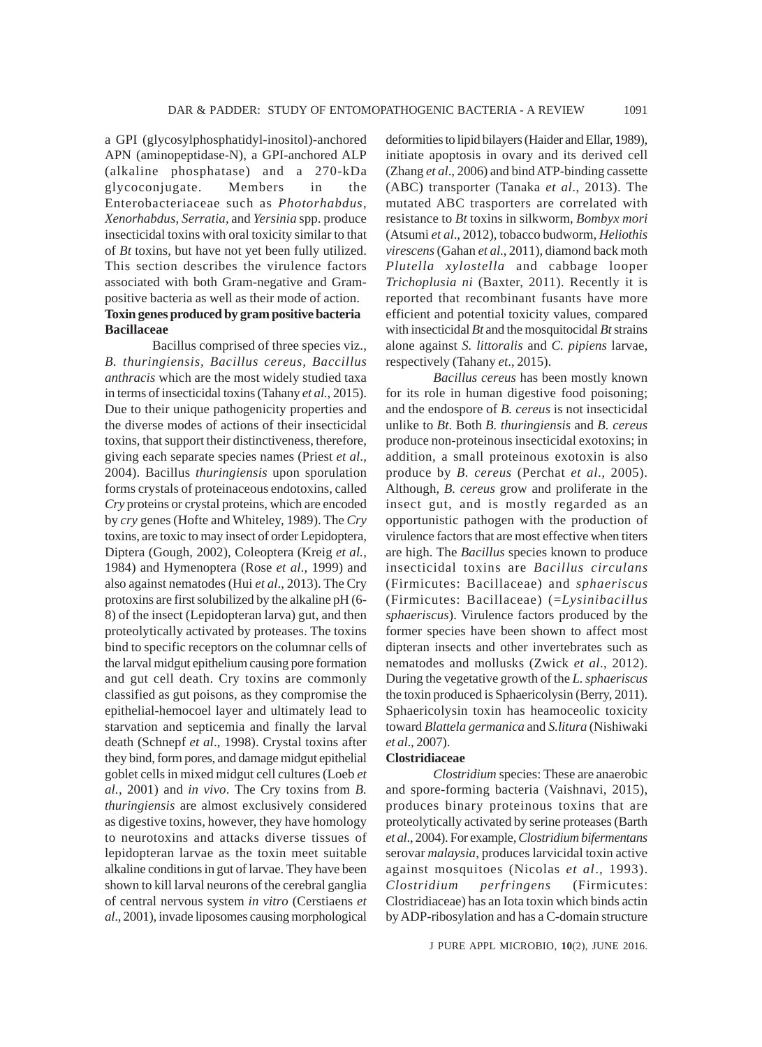a GPI (glycosylphosphatidyl-inositol)-anchored APN (aminopeptidase-N), a GPI-anchored ALP (alkaline phosphatase) and a 270-kDa glycoconjugate. Members in the Enterobacteriaceae such as *Photorhabdus*, *Xenorhabdus*, *Serratia*, and *Yersinia* spp. produce insecticidal toxins with oral toxicity similar to that of *Bt* toxins, but have not yet been fully utilized. This section describes the virulence factors associated with both Gram-negative and Gram-positive bacteria as well as their mode of action.

**Toxin genes produced by gram positive bacteria**

**Bacillaceae**

Bacillus comprised of three species viz., *B. thuringiensis, Bacillus cereus, Baccillus anthracis* which are the most widely studied taxa in terms of insecticidal toxins (Tahany *et al.,* 2015). Due to their unique pathogenicity properties and the diverse modes of actions of their insecticidal toxins, that support their distinctiveness, therefore, giving each separate species names (Priest *et al*., 2004). Bacillus *thuringiensis* upon sporulation forms crystals of proteinaceous endotoxins, called *Cry* proteins or crystal proteins, which are encoded by *cry* genes (Hofte and Whiteley, 1989). The *Cry* toxins, are toxic to may insect of order Lepidoptera, Diptera (Gough, 2002), Coleoptera (Kreig *et al.*, 1984) and Hymenoptera (Rose *et al*., 1999) and also against nematodes (Hui *et al*., 2013). The Cry protoxins are first solubilized by the alkaline pH (6-8) of the insect (Lepidopteran larva) gut, and then proteolytically activated by proteases. The toxins bind to specific receptors on the columnar cells of the larval midgut epithelium causing pore formation and gut cell death. Cry toxins are commonly classified as gut poisons, as they compromise the epithelial-hemocoel layer and ultimately lead to starvation and septicemia and finally the larval death (Schnepf *et al*., 1998). Crystal toxins after they bind, form pores, and damage midgut epithelial goblet cells in mixed midgut cell cultures (Loeb *et al.*, 2001) and *in vivo*. The Cry toxins from *B. thuringiensis* are almost exclusively considered as digestive toxins, however, they have homology to neurotoxins and attacks diverse tissues of lepidopteran larvae as the toxin meet suitable alkaline conditions in gut of larvae. They have been shown to kill larval neurons of the cerebral ganglia of central nervous system *in vitro* (Cerstiaens *et al*., 2001), invade liposomes causing morphological deformities to lipid bilayers (Haider and Ellar, 1989), initiate apoptosis in ovary and its derived cell (Zhang *et al*., 2006) and bind ATP-binding cassette (ABC) transporter (Tanaka *et al*., 2013). The mutated ABC trasporters are correlated with resistance to *Bt* toxins in silkworm, *Bombyx mori* (Atsumi *et al*., 2012), tobacco budworm, *Heliothis virescens* (Gahan *et al*., 2011), diamond back moth *Plutella xylostella* and cabbage looper *Trichoplusia ni* (Baxter, 2011). Recently it is reported that recombinant fusants have more efficient and potential toxicity values, compared with insecticidal *Bt* and the mosquitocidal *Bt* strains alone against *S. littoralis* and *C. pipiens* larvae, respectively (Tahany *et*., 2015).

*Bacillus cereus* has been mostly known for its role in human digestive food poisoning; and the endospore of *B. cereus* is not insecticidal unlike to *Bt*. Both *B. thuringiensis* and *B. cereus* produce non-proteinous insecticidal exotoxins; in addition, a small proteinous exotoxin is also produce by *B. cereus* (Perchat *et al.*, 2005). Although, *B. cereus* grow and proliferate in the insect gut, and is mostly regarded as an opportunistic pathogen with the production of virulence factors that are most effective when titers are high. The *Bacillus* species known to produce insecticidal toxins are *Bacillus circulans* (Firmicutes: Bacillaceae) and *sphaeriscus* (Firmicutes: Bacillaceae) (=*Lysinibacillus sphaeriscus*). Virulence factors produced by the former species have been shown to affect most dipteran insects and other invertebrates such as nematodes and mollusks (Zwick *et al*., 2012). During the vegetative growth of the *L. sphaeriscus* the toxin produced is Sphaericolysin (Berry, 2011). Sphaericolysin toxin has heamoceolic toxicity toward *Blattela germanica* and *S.litura* (Nishiwaki *et al*., 2007).

**Clostridiaceae**

*Clostridium* species: These are anaerobic and spore-forming bacteria (Vaishnavi, 2015), produces binary proteinous toxins that are proteolytically activated by serine proteases (Barth *et al*., 2004). For example, *Clostridium bifermentans* serovar *malaysia*, produces larvicidal toxin active against mosquitoes (Nicolas *et al*., 1993). *Clostridium perfringens* (Firmicutes: Clostridiaceae) has an Iota toxin which binds actin by ADP-ribosylation and has a C-domain structure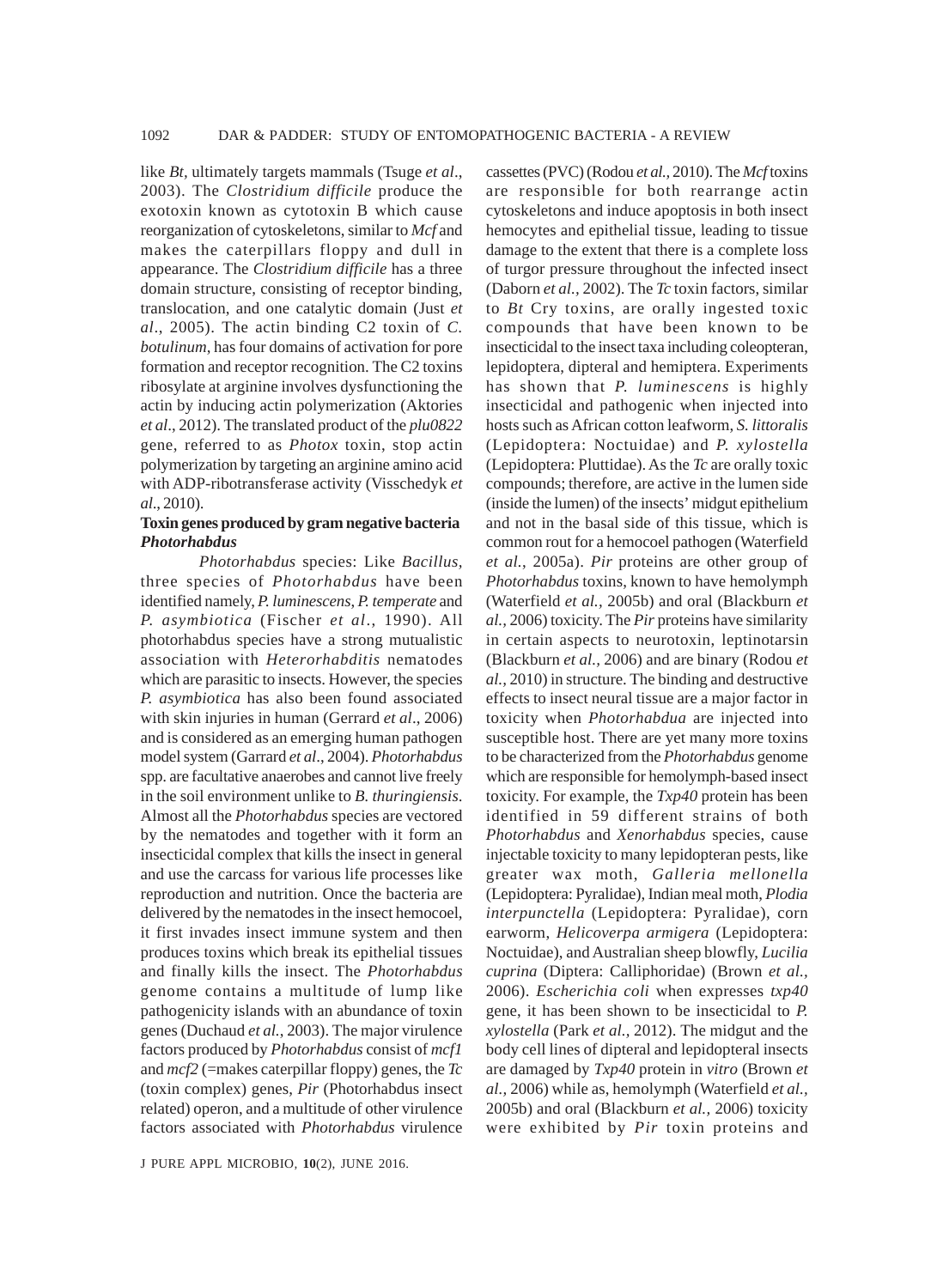like *Bt*, ultimately targets mammals (Tsuge *et al*., 2003). The *Clostridium difficile* produce the exotoxin known as cytotoxin B which cause reorganization of cytoskeletons, similar to *Mcf* and makes the caterpillars floppy and dull in appearance. The *Clostridium difficile* has a three domain structure, consisting of receptor binding, translocation, and one catalytic domain (Just *et al*., 2005). The actin binding C2 toxin of *C. botulinum*, has four domains of activation for pore formation and receptor recognition. The C2 toxins ribosylate at arginine involves dysfunctioning the actin by inducing actin polymerization (Aktories *et al*., 2012). The translated product of the *plu0822* gene, referred to as *Photox* toxin, stop actin polymerization by targeting an arginine amino acid with ADP-ribotransferase activity (Visschedyk *et al.,* 2010).

**Toxin genes produced by gram negative bacteria**
***Photorhabdus***

*Photorhabdus* species: Like *Bacillus*, three species of *Photorhabdus* have been identified namely, *P. luminescens*, *P. temperate* and *P. asymbiotica* (Fischer *et al*., 1990). All photorhabdus species have a strong mutualistic association with *Heterorhabditis* nematodes which are parasitic to insects. However, the species *P. asymbiotica* has also been found associated with skin injuries in human (Gerrard *et al*., 2006) and is considered as an emerging human pathogen model system (Garrard *et al*., 2004). *Photorhabdus* spp. are facultative anaerobes and cannot live freely in the soil environment unlike to *B. thuringiensis*. Almost all the *Photorhabdus* species are vectored by the nematodes and together with it form an insecticidal complex that kills the insect in general and use the carcass for various life processes like reproduction and nutrition. Once the bacteria are delivered by the nematodes in the insect hemocoel, it first invades insect immune system and then produces toxins which break its epithelial tissues and finally kills the insect. The *Photorhabdus* genome contains a multitude of lump like pathogenicity islands with an abundance of toxin genes (Duchaud *et al.*, 2003). The major virulence factors produced by *Photorhabdus* consist of *mcf1* and *mcf2* (=makes caterpillar floppy) genes, the *Tc* (toxin complex) genes, *Pir* (Photorhabdus insect related) operon, and a multitude of other virulence factors associated with *Photorhabdus* virulence cassettes (PVC) (Rodou *et al.*, 2010). The *Mcf* toxins are responsible for both rearrange actin cytoskeletons and induce apoptosis in both insect hemocytes and epithelial tissue, leading to tissue damage to the extent that there is a complete loss of turgor pressure throughout the infected insect (Daborn *et al.,* 2002). The *Tc* toxin factors, similar to *Bt* Cry toxins, are orally ingested toxic compounds that have been known to be insecticidal to the insect taxa including coleopteran, lepidoptera, dipteral and hemiptera. Experiments has shown that *P. luminescens* is highly insecticidal and pathogenic when injected into hosts such as African cotton leafworm, *S. littoralis* (Lepidoptera: Noctuidae) and *P. xylostella* (Lepidoptera: Pluttidae). As the *Tc* are orally toxic compounds; therefore, are active in the lumen side (inside the lumen) of the insects' midgut epithelium and not in the basal side of this tissue, which is common rout for a hemocoel pathogen (Waterfield *et al.*, 2005a). *Pir* proteins are other group of *Photorhabdus* toxins, known to have hemolymph (Waterfield *et al.,* 2005b) and oral (Blackburn *et al.,* 2006) toxicity. The *Pir* proteins have similarity in certain aspects to neurotoxin, leptinotarsin (Blackburn *et al.,* 2006) and are binary (Rodou *et al.,* 2010) in structure. The binding and destructive effects to insect neural tissue are a major factor in toxicity when *Photorhabdua* are injected into susceptible host. There are yet many more toxins to be characterized from the *Photorhabdus* genome which are responsible for hemolymph-based insect toxicity. For example, the *Txp40* protein has been identified in 59 different strains of both *Photorhabdus* and *Xenorhabdus* species, cause injectable toxicity to many lepidopteran pests, like greater wax moth, *Galleria mellonella* (Lepidoptera: Pyralidae), Indian meal moth, *Plodia interpunctella* (Lepidoptera: Pyralidae), corn earworm, *Helicoverpa armigera* (Lepidoptera: Noctuidae), and Australian sheep blowfly, *Lucilia cuprina* (Diptera: Calliphoridae) (Brown *et al.,* 2006). *Escherichia coli* when expresses *txp40* gene, it has been shown to be insecticidal to *P. xylostella* (Park *et al.,* 2012). The midgut and the body cell lines of dipteral and lepidopteral insects are damaged by *Txp40* protein in *vitro* (Brown *et al.,* 2006) while as, hemolymph (Waterfield *et al.,* 2005b) and oral (Blackburn *et al.,* 2006) toxicity were exhibited by *Pir* toxin proteins and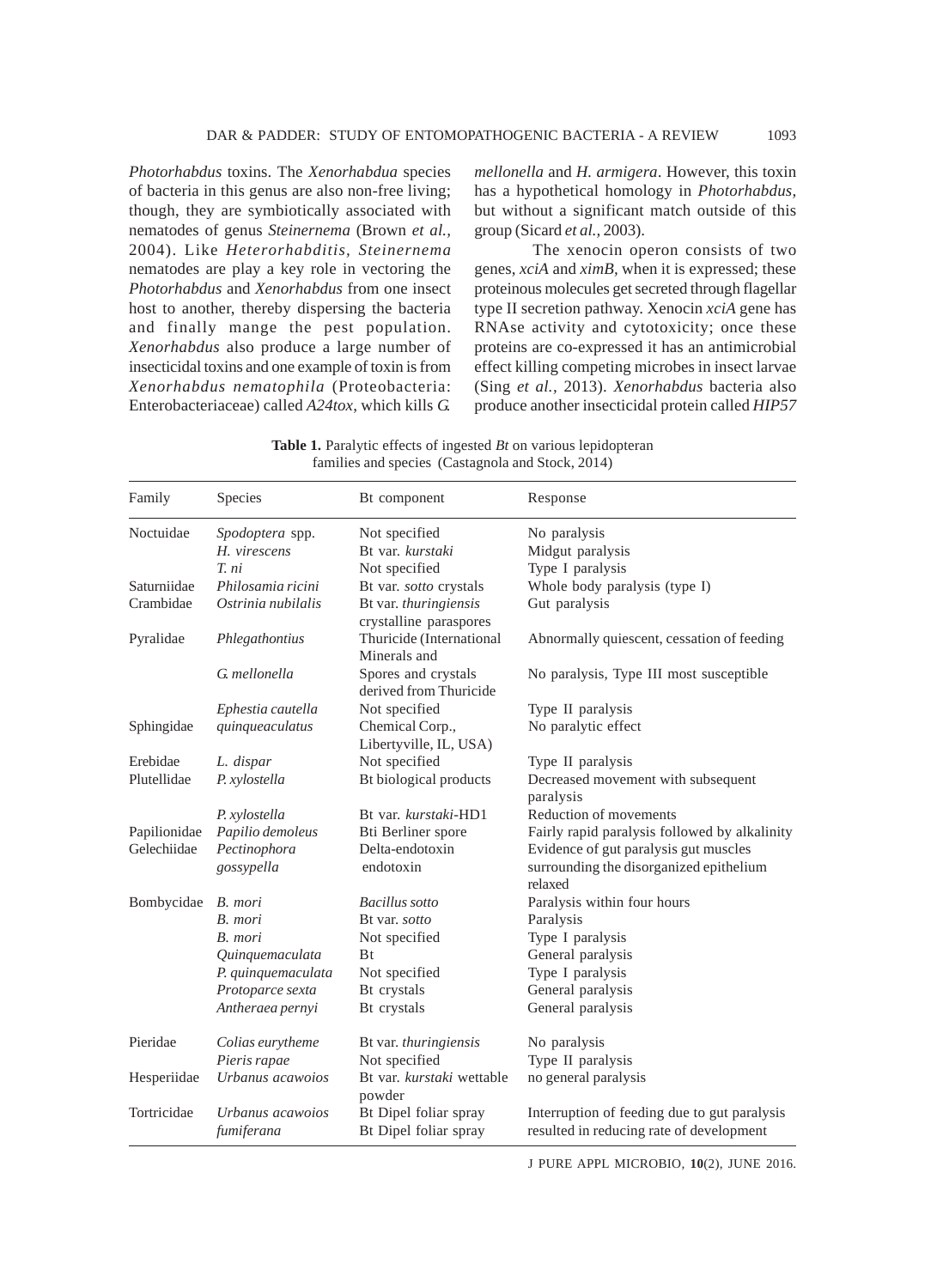*Photorhabdus* toxins. The *Xenorhabdua* species of bacteria in this genus are also non-free living; though, they are symbiotically associated with nematodes of genus *Steinernema* (Brown *et al.*, 2004). Like *Heterorhabditis*, *Steinernema* nematodes are play a key role in vectoring the *Photorhabdus* and *Xenorhabdus* from one insect host to another, thereby dispersing the bacteria and finally mange the pest population. *Xenorhabdus* also produce a large number of insecticidal toxins and one example of toxin is from *Xenorhabdus nematophila* (Proteobacteria: Enterobacteriaceae) called *A24tox*, which kills *G. mellonella* and *H. armigera*. However, this toxin has a hypothetical homology in *Photorhabdus*, but without a significant match outside of this group (Sicard *et al.*, 2003).

The xenocin operon consists of two genes, *xciA* and *ximB*, when it is expressed; these proteinous molecules get secreted through flagellar type II secretion pathway. Xenocin *xciA* gene has RNAse activity and cytotoxicity; once these proteins are co-expressed it has an antimicrobial effect killing competing microbes in insect larvae (Sing *et al.*, 2013). *Xenorhabdus* bacteria also produce another insecticidal protein called *HIP57*

**Table 1.** Paralytic effects of ingested *Bt* on various lepidopteran families and species (Castagnola and Stock, 2014)

| Family | Species | Bt component | Response |
|---|---|---|---|
| Noctuidae | *Spodoptera* spp. | Not specified | No paralysis |
| | *H. virescens* | Bt var. *kurstaki* | Midgut paralysis |
| | *T. ni* | Not specified | Type I paralysis |
| Saturniidae | *Philosamia ricini* | Bt var. *sotto* crystals | Whole body paralysis (type I) |
| Crambidae | *Ostrinia nubilalis* | Bt var. *thuringiensis* crystalline paraspores | Gut paralysis |
| Pyralidae | *Phlegathontius* | Thuricide (International Minerals and | Abnormally quiescent, cessation of feeding |
| | *G. mellonella* | Spores and crystals derived from Thuricide | No paralysis, Type III most susceptible |
| | *Ephestia cautella* | Not specified | Type II paralysis |
| Sphingidae | *quinqueaculatus* | Chemical Corp., Libertyville, IL, USA) | No paralytic effect |
| Erebidae | *L. dispar* | Not specified | Type II paralysis |
| Plutellidae | *P. xylostella* | Bt biological products | Decreased movement with subsequent paralysis |
| | *P. xylostella* | Bt var. *kurstaki*-HD1 | Reduction of movements |
| Papilionidae | *Papilio demoleus* | Bti Berliner spore | Fairly rapid paralysis followed by alkalinity |
| Gelechiidae | *Pectinophora gossypella* | Delta-endotoxin endotoxin | Evidence of gut paralysis gut muscles surrounding the disorganized epithelium relaxed |
| Bombycidae | *B. mori* | *Bacillus sotto* | Paralysis within four hours |
| | *B. mori* | Bt var. *sotto* | Paralysis |
| | *B. mori* | Not specified | Type I paralysis |
| | *Quinquemaculata* | Bt | General paralysis |
| | *P. quinquemaculata* | Not specified | Type I paralysis |
| | *Protoparce sexta* | Bt crystals | General paralysis |
| | *Antheraea pernyi* | Bt crystals | General paralysis |
| Pieridae | *Colias eurytheme* | Bt var. *thuringiensis* | No paralysis |
| | *Pieris rapae* | Not specified | Type II paralysis |
| Hesperiidae | *Urbanus acawoios* | Bt var. *kurstaki* wettable powder | no general paralysis |
| Tortricidae | *Urbanus acawoios* | Bt Dipel foliar spray | Interruption of feeding due to gut paralysis |
| | *fumiferana* | Bt Dipel foliar spray | resulted in reducing rate of development |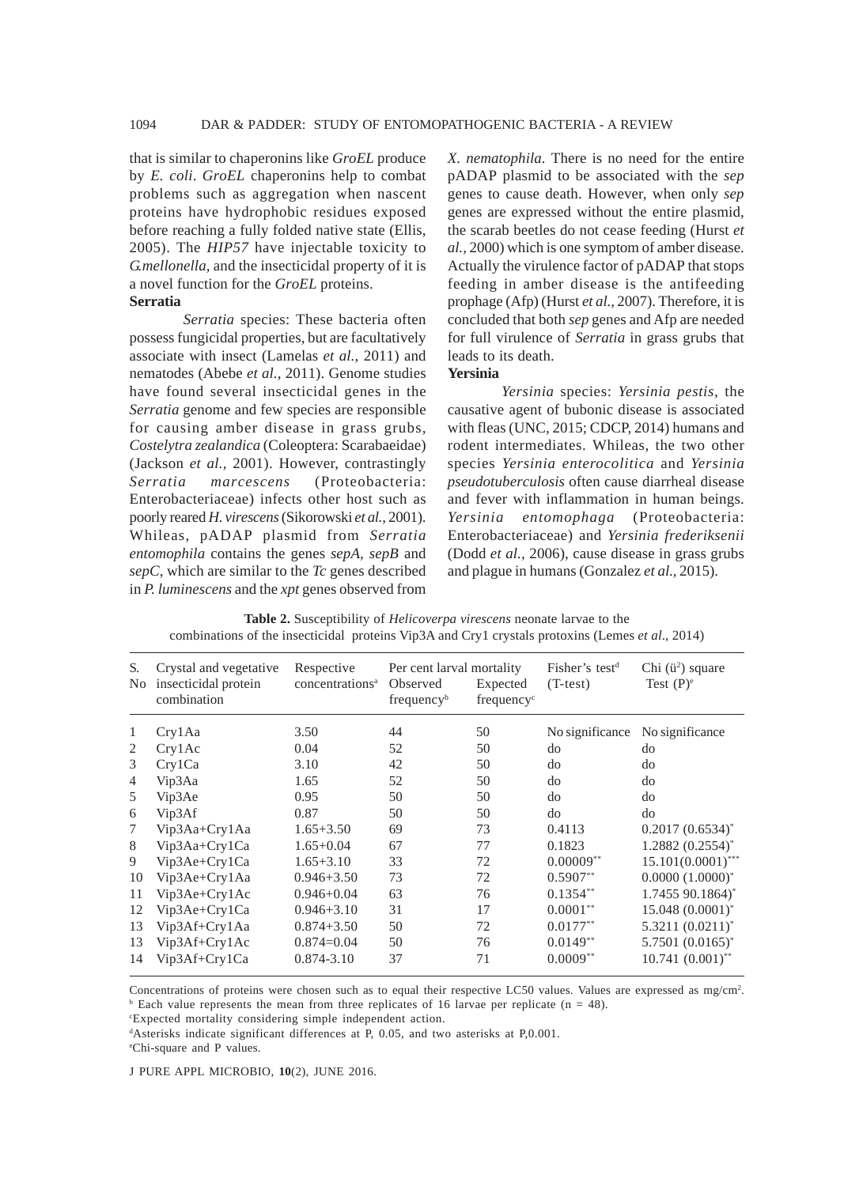that is similar to chaperonins like *GroEL* produce by *E. coli*. *GroEL* chaperonins help to combat problems such as aggregation when nascent proteins have hydrophobic residues exposed before reaching a fully folded native state (Ellis, 2005). The *HIP57* have injectable toxicity to *G.mellonella*, and the insecticidal property of it is a novel function for the *GroEL* proteins.

**Serratia**

*Serratia* species: These bacteria often possess fungicidal properties, but are facultatively associate with insect (Lamelas *et al.,* 2011) and nematodes (Abebe *et al.,* 2011). Genome studies have found several insecticidal genes in the *Serratia* genome and few species are responsible for causing amber disease in grass grubs, *Costelytra zealandica* (Coleoptera: Scarabaeidae) (Jackson *et al.,* 2001). However, contrastingly *Serratia marcescens* (Proteobacteria: Enterobacteriaceae) infects other host such as poorly reared *H. virescens* (Sikorowski *et al.,* 2001). Whileas, pADAP plasmid from *Serratia entomophila* contains the genes *sepA, sepB* and *sepC*, which are similar to the *Tc* genes described in *P. luminescens* and the *xpt* genes observed from *X. nematophila.* There is no need for the entire pADAP plasmid to be associated with the *sep* genes to cause death. However, when only *sep* genes are expressed without the entire plasmid, the scarab beetles do not cease feeding (Hurst *et al.,* 2000) which is one symptom of amber disease. Actually the virulence factor of pADAP that stops feeding in amber disease is the antifeeding prophage (Afp) (Hurst *et al.,* 2007). Therefore, it is concluded that both *sep* genes and Afp are needed for full virulence of *Serratia* in grass grubs that leads to its death.

**Yersinia**

*Yersinia* species: *Yersinia pestis*, the causative agent of bubonic disease is associated with fleas (UNC, 2015; CDCP, 2014) humans and rodent intermediates. Whileas, the two other species *Yersinia enterocolitica* and *Yersinia pseudotuberculosis* often cause diarrheal disease and fever with inflammation in human beings. *Yersinia entomophaga* (Proteobacteria: Enterobacteriaceae) and *Yersinia frederiksenii* (Dodd *et al.,* 2006), cause disease in grass grubs and plague in humans (Gonzalez *et al.,* 2015).

**Table 2.** Susceptibility of *Helicoverpa virescens* neonate larvae to the combinations of the insecticidal proteins Vip3A and Cry1 crystals protoxins (Lemes *et al*., 2014)

| S. No | Crystal and vegetative insecticidal protein combination | Respective concentrations[a] | Per cent larval mortality Observed frequency[b] | Expected frequency[c] | Fisher's test[d] (T-test) | Chi (ü[2]) square Test (P)[e] |
|---|---|---|---|---|---|---|
| 1 | Cry1Aa | 3.50 | 44 | 50 | No significance | No significance |
| 2 | Cry1Ac | 0.04 | 52 | 50 | do | do |
| 3 | Cry1Ca | 3.10 | 42 | 50 | do | do |
| 4 | Vip3Aa | 1.65 | 52 | 50 | do | do |
| 5 | Vip3Ae | 0.95 | 50 | 50 | do | do |
| 6 | Vip3Af | 0.87 | 50 | 50 | do | do |
| 7 | Vip3Aa+Cry1Aa | 1.65+3.50 | 69 | 73 | 0.4113 | 0.2017 (0.6534)* |
| 8 | Vip3Aa+Cry1Ca | 1.65+0.04 | 67 | 77 | 0.1823 | 1.2882 (0.2554)* |
| 9 | Vip3Ae+Cry1Ca | 1.65+3.10 | 33 | 72 | 0.00009** | 15.101(0.0001)*** |
| 10 | Vip3Ae+Cry1Aa | 0.946+3.50 | 73 | 72 | 0.5907** | 0.0000 (1.0000)* |
| 11 | Vip3Ae+Cry1Ac | 0.946+0.04 | 63 | 76 | 0.1354** | 1.7455 90.1864)* |
| 12 | Vip3Ae+Cry1Ca | 0.946+3.10 | 31 | 17 | 0.0001** | 15.048 (0.0001)* |
| 13 | Vip3Af+Cry1Aa | 0.874+3.50 | 50 | 72 | 0.0177** | 5.3211 (0.0211)* |
| 13 | Vip3Af+Cry1Ac | 0.874=0.04 | 50 | 76 | 0.0149** | 5.7501 (0.0165)* |
| 14 | Vip3Af+Cry1Ca | 0.874-3.10 | 37 | 71 | 0.0009** | 10.741 (0.001)** |

Concentrations of proteins were chosen such as to equal their respective LC50 values. Values are expressed as mg/cm[2].
[b] Each value represents the mean from three replicates of 16 larvae per replicate (n = 48).
[c]Expected mortality considering simple independent action.
[d]Asterisks indicate significant differences at P, 0.05, and two asterisks at P,0.001.
[e]Chi-square and P values.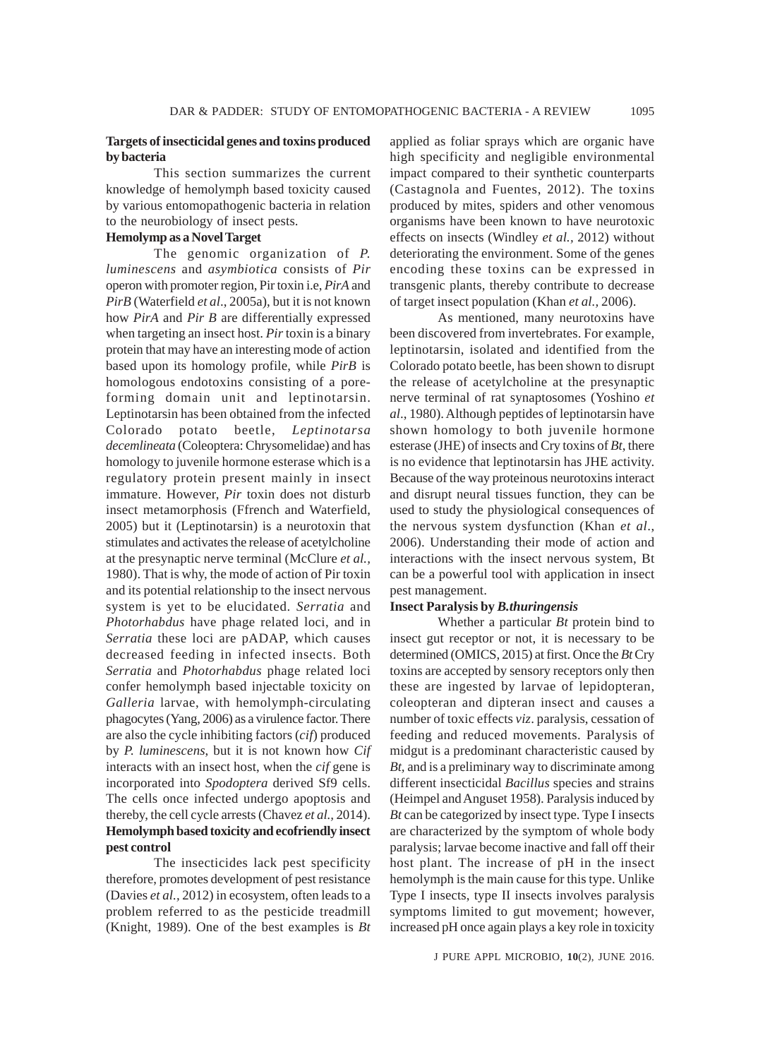## Targets of insecticidal genes and toxins produced by bacteria

This section summarizes the current knowledge of hemolymph based toxicity caused by various entomopathogenic bacteria in relation to the neurobiology of insect pests.

### Hemolymp as a Novel Target

The genomic organization of *P. luminescens* and *asymbiotica* consists of *Pir* operon with promoter region, Pir toxin i.e, *PirA* and *PirB* (Waterfield *et al*., 2005a), but it is not known how *PirA* and *Pir B* are differentially expressed when targeting an insect host. *Pir* toxin is a binary protein that may have an interesting mode of action based upon its homology profile, while *PirB* is homologous endotoxins consisting of a pore-forming domain unit and leptinotarsin. Leptinotarsin has been obtained from the infected Colorado potato beetle, *Leptinotarsa decemlineata* (Coleoptera: Chrysomelidae) and has homology to juvenile hormone esterase which is a regulatory protein present mainly in insect immature. However, *Pir* toxin does not disturb insect metamorphosis (Ffrench and Waterfield, 2005) but it (Leptinotarsin) is a neurotoxin that stimulates and activates the release of acetylcholine at the presynaptic nerve terminal (McClure *et al.*, 1980). That is why, the mode of action of Pir toxin and its potential relationship to the insect nervous system is yet to be elucidated. *Serratia* and *Photorhabdus* have phage related loci, and in *Serratia* these loci are pADAP, which causes decreased feeding in infected insects. Both *Serratia* and *Photorhabdus* phage related loci confer hemolymph based injectable toxicity on *Galleria* larvae, with hemolymph-circulating phagocytes (Yang, 2006) as a virulence factor. There are also the cycle inhibiting factors (*cif*) produced by *P. luminescens*, but it is not known how *Cif* interacts with an insect host, when the *cif* gene is incorporated into *Spodoptera* derived Sf9 cells. The cells once infected undergo apoptosis and thereby, the cell cycle arrests (Chavez *et al.*, 2014).

### Hemolymph based toxicity and ecofriendly insect pest control

The insecticides lack pest specificity therefore, promotes development of pest resistance (Davies *et al.*, 2012) in ecosystem, often leads to a problem referred to as the pesticide treadmill (Knight, 1989). One of the best examples is *Bt* applied as foliar sprays which are organic have high specificity and negligible environmental impact compared to their synthetic counterparts (Castagnola and Fuentes, 2012). The toxins produced by mites, spiders and other venomous organisms have been known to have neurotoxic effects on insects (Windley *et al.*, 2012) without deteriorating the environment. Some of the genes encoding these toxins can be expressed in transgenic plants, thereby contribute to decrease of target insect population (Khan *et al.*, 2006).

As mentioned, many neurotoxins have been discovered from invertebrates. For example, leptinotarsin, isolated and identified from the Colorado potato beetle, has been shown to disrupt the release of acetylcholine at the presynaptic nerve terminal of rat synaptosomes (Yoshino *et al*., 1980). Although peptides of leptinotarsin have shown homology to both juvenile hormone esterase (JHE) of insects and Cry toxins of *Bt*, there is no evidence that leptinotarsin has JHE activity. Because of the way proteinous neurotoxins interact and disrupt neural tissues function, they can be used to study the physiological consequences of the nervous system dysfunction (Khan *et al*., 2006). Understanding their mode of action and interactions with the insect nervous system, Bt can be a powerful tool with application in insect pest management.

### Insect Paralysis by *B.thuringensis*

Whether a particular *Bt* protein bind to insect gut receptor or not, it is necessary to be determined (OMICS, 2015) at first. Once the *Bt* Cry toxins are accepted by sensory receptors only then these are ingested by larvae of lepidopteran, coleopteran and dipteran insect and causes a number of toxic effects *viz*. paralysis, cessation of feeding and reduced movements. Paralysis of midgut is a predominant characteristic caused by *Bt*, and is a preliminary way to discriminate among different insecticidal *Bacillus* species and strains (Heimpel and Anguset 1958). Paralysis induced by *Bt* can be categorized by insect type. Type I insects are characterized by the symptom of whole body paralysis; larvae become inactive and fall off their host plant. The increase of pH in the insect hemolymph is the main cause for this type. Unlike Type I insects, type II insects involves paralysis symptoms limited to gut movement; however, increased pH once again plays a key role in toxicity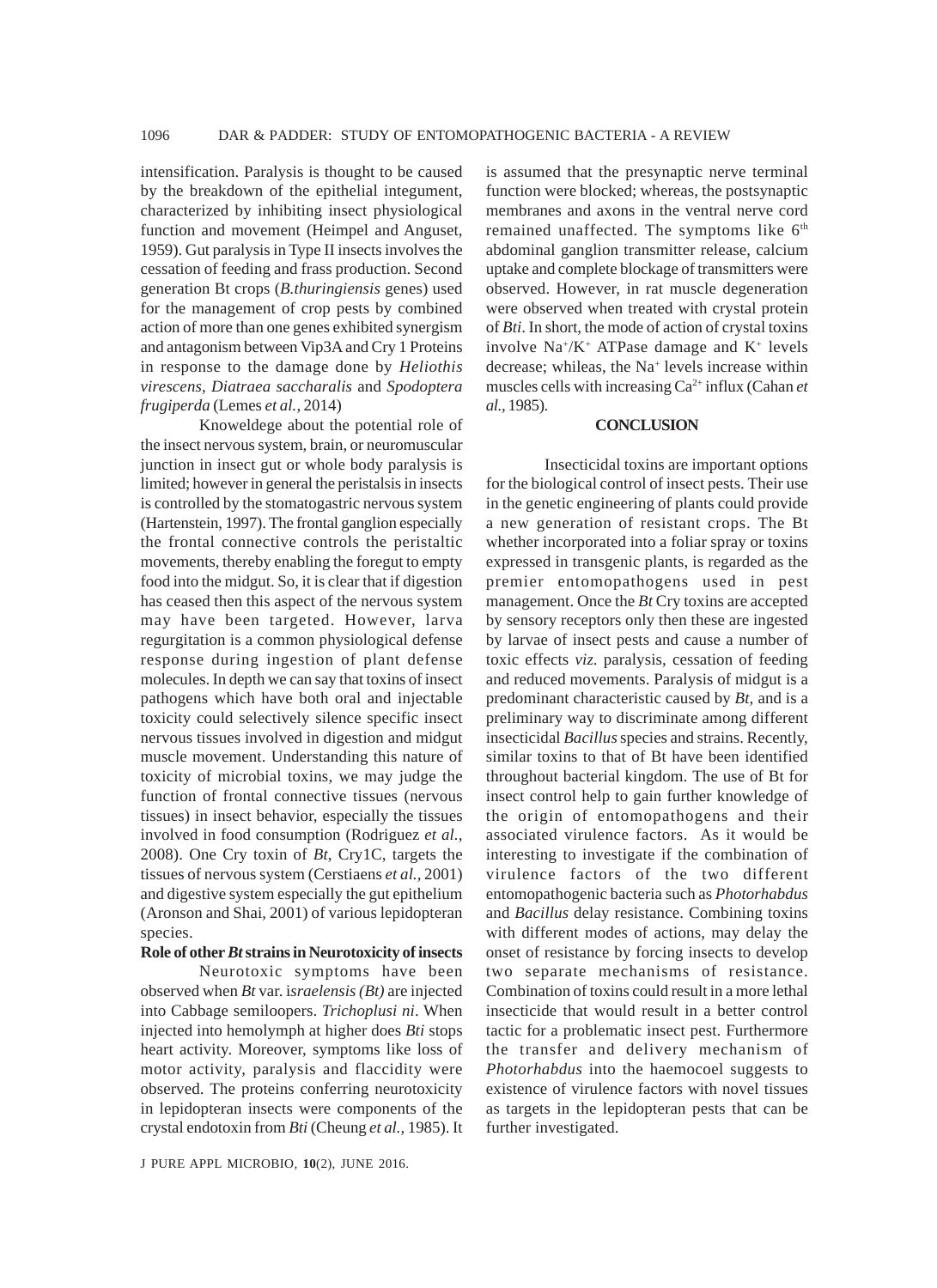intensification. Paralysis is thought to be caused by the breakdown of the epithelial integument, characterized by inhibiting insect physiological function and movement (Heimpel and Anguset, 1959). Gut paralysis in Type II insects involves the cessation of feeding and frass production. Second generation Bt crops (*B.thuringiensis* genes) used for the management of crop pests by combined action of more than one genes exhibited synergism and antagonism between Vip3A and Cry 1 Proteins in response to the damage done by *Heliothis virescens, Diatraea saccharalis* and *Spodoptera frugiperda* (Lemes *et al.,* 2014)

Knoweldege about the potential role of the insect nervous system, brain, or neuromuscular junction in insect gut or whole body paralysis is limited; however in general the peristalsis in insects is controlled by the stomatogastric nervous system (Hartenstein, 1997). The frontal ganglion especially the frontal connective controls the peristaltic movements, thereby enabling the foregut to empty food into the midgut. So, it is clear that if digestion has ceased then this aspect of the nervous system may have been targeted. However, larva regurgitation is a common physiological defense response during ingestion of plant defense molecules. In depth we can say that toxins of insect pathogens which have both oral and injectable toxicity could selectively silence specific insect nervous tissues involved in digestion and midgut muscle movement. Understanding this nature of toxicity of microbial toxins, we may judge the function of frontal connective tissues (nervous tissues) in insect behavior, especially the tissues involved in food consumption (Rodriguez *et al.,* 2008). One Cry toxin of *Bt*, Cry1C, targets the tissues of nervous system (Cerstiaens *et al.,* 2001) and digestive system especially the gut epithelium (Aronson and Shai, 2001) of various lepidopteran species.

**Role of other *Bt* strains in Neurotoxicity of insects**

Neurotoxic symptoms have been observed when *Bt* var. i*sraelensis (Bt)* are injected into Cabbage semiloopers. *Trichoplusi ni*. When injected into hemolymph at higher does *Bti* stops heart activity. Moreover, symptoms like loss of motor activity, paralysis and flaccidity were observed. The proteins conferring neurotoxicity in lepidopteran insects were components of the crystal endotoxin from *Bti* (Cheung *et al.,* 1985). It is assumed that the presynaptic nerve terminal function were blocked; whereas, the postsynaptic membranes and axons in the ventral nerve cord remained unaffected. The symptoms like 6th abdominal ganglion transmitter release, calcium uptake and complete blockage of transmitters were observed. However, in rat muscle degeneration were observed when treated with crystal protein of *Bti*. In short, the mode of action of crystal toxins involve $Na^+/K^+$ ATPase damage and $K^+$ levels decrease; whileas, the $Na^+$ levels increase within muscles cells with increasing $Ca^{2+}$ influx (Cahan *et al.,* 1985).

## CONCLUSION

Insecticidal toxins are important options for the biological control of insect pests. Their use in the genetic engineering of plants could provide a new generation of resistant crops. The Bt whether incorporated into a foliar spray or toxins expressed in transgenic plants, is regarded as the premier entomopathogens used in pest management. Once the *Bt* Cry toxins are accepted by sensory receptors only then these are ingested by larvae of insect pests and cause a number of toxic effects *viz.* paralysis, cessation of feeding and reduced movements. Paralysis of midgut is a predominant characteristic caused by *Bt,* and is a preliminary way to discriminate among different insecticidal *Bacillus* species and strains. Recently, similar toxins to that of Bt have been identified throughout bacterial kingdom. The use of Bt for insect control help to gain further knowledge of the origin of entomopathogens and their associated virulence factors. As it would be interesting to investigate if the combination of virulence factors of the two different entomopathogenic bacteria such as *Photorhabdus* and *Bacillus* delay resistance. Combining toxins with different modes of actions, may delay the onset of resistance by forcing insects to develop two separate mechanisms of resistance. Combination of toxins could result in a more lethal insecticide that would result in a better control tactic for a problematic insect pest. Furthermore the transfer and delivery mechanism of *Photorhabdus* into the haemocoel suggests to existence of virulence factors with novel tissues as targets in the lepidopteran pests that can be further investigated.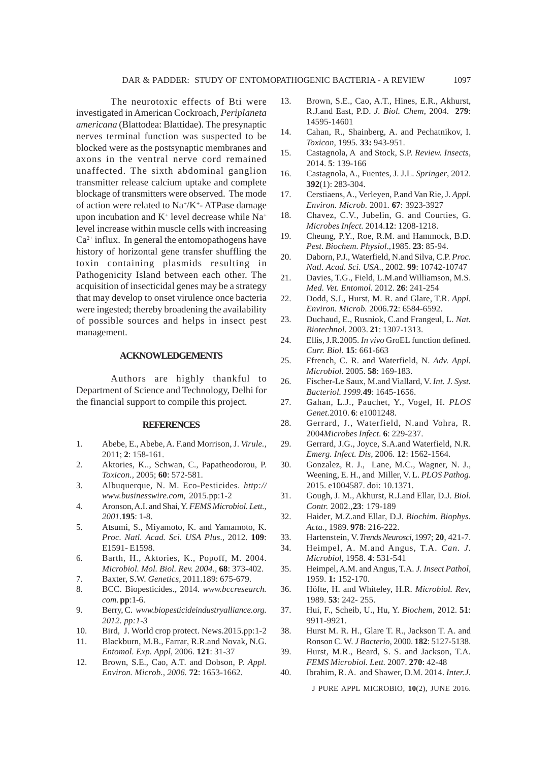The neurotoxic effects of Bti were investigated in American Cockroach, *Periplaneta americana* (Blattodea: Blattidae). The presynaptic nerves terminal function was suspected to be blocked were as the postsynaptic membranes and axons in the ventral nerve cord remained unaffected. The sixth abdominal ganglion transmitter release calcium uptake and complete blockage of transmitters were observed. The mode of action were related to $Na^+/K^+$- ATPase damage upon incubation and $K^+$ level decrease while $Na^+$ level increase within muscle cells with increasing $Ca^{2+}$ influx. In general the entomopathogens have history of horizontal gene transfer shuffling the toxin containing plasmids resulting in Pathogenicity Island between each other. The acquisition of insecticidal genes may be a strategy that may develop to onset virulence once bacteria were ingested; thereby broadening the availability of possible sources and helps in insect pest management.

## ACKNOWLEDGEMENTS

Authors are highly thankful to Department of Science and Technology, Delhi for the financial support to compile this project.

## REFERENCES

1. Abebe, E., Abebe, A. F.and Morrison, J. *Virule.*, 2011; **2**: 158-161.
2. Aktories, K.., Schwan, C., Papatheodorou, P. *Toxicon.*, 2005; **60**: 572-581.
3. Albuquerque, N. M. Eco-Pesticides. *http://www.businesswire.com*, 2015.pp:1-2
4. Aronson, A.I. and Shai, Y. *FEMS Microbiol. Lett., 2001*.**195**: 1-8.
5. Atsumi, S., Miyamoto, K. and Yamamoto, K. *Proc. Natl. Acad. Sci. USA Plus*., 2012. **109**: E1591- E1598.
6. Barth, H., Aktories, K., Popoff, M. 2004. *Microbiol. Mol. Biol. Rev. 2004.*, **68**: 373-402.
7. Baxter, S.W. *Genetics*, 2011.189: 675-679.
8. BCC. Biopesticides., 2014. *www.bccresearch.com.* **pp**:1-6.
9. Berry, C. *www.biopesticideindustryalliance.org. 2012. pp:1-3*
10. Bird, J. World crop protect. News.2015.pp:1-2
11. Blackburn, M.B., Farrar, R.R.and Novak, N.G. *Entomol. Exp. Appl*, 2006. **121**: 31-37
12. Brown, S.E., Cao, A.T. and Dobson, P. *Appl. Environ. Microb., 2006.* **72**: 1653-1662.
13. Brown, S.E., Cao, A.T., Hines, E.R., Akhurst, R.J.and East, P.D. *J. Biol. Chem*, 2004. **279**: 14595-14601
14. Cahan, R., Shainberg, A. and Pechatnikov, I. *Toxicon*, 1995. **33:** 943-951.
15. Castagnola, A and Stock, S.P. *Review. Insects*, 2014. **5**: 139-166
16. Castagnola, A., Fuentes, J. J.L. *Springer*, 2012. **392**(1): 283-304.
17. Cerstiaens, A., Verleyen, P.and Van Rie, J. *Appl. Environ. Microb.* 2001. **67**: 3923-3927
18. Chavez, C.V., Jubelin, G. and Courties, G. *Microbes Infect.* 2014.**12**: 1208-1218.
19. Cheung, P.Y., Roe, R.M. and Hammock, B.D. *Pest. Biochem. Physiol*.,1985. **23**: 85-94.
20. Daborn, P.J., Waterfield, N.and Silva, C.P. *Proc. Natl. Acad. Sci. USA*., 2002. **99**: 10742-10747
21. Davies, T.G., Field, L.M.and Williamson, M.S. *Med. Vet. Entomol.* 2012. **26**: 241-254
22. Dodd, S.J., Hurst, M. R. and Glare, T.R. *Appl. Environ. Microb.* 2006.**72**: 6584-6592.
23. Duchaud, E., Rusniok, C.and Frangeul, L. *Nat. Biotechnol.* 2003. **21**: 1307-1313.
24. Ellis, J.R.2005. *In vivo* GroEL function defined. *Curr. Biol.* **15**: 661-663
25. Ffrench, C. R. and Waterfield, N. *Adv. Appl. Microbiol.* 2005. **58**: 169-183.
26. Fischer-Le Saux, M.and Viallard, V. *Int. J. Syst. Bacteriol. 1999*.**49**: 1645-1656.
27. Gahan, L.J., Pauchet, Y., Vogel, H. *PLOS Genet.*2010. **6**: e1001248.
28. Gerrard, J., Waterfield, N.and Vohra, R. 2004*Microbes Infect.* **6**: 229-237.
29. Gerrard, J.G., Joyce, S.A.and Waterfield, N.R. *Emerg. Infect. Dis*, 2006. **12**: 1562-1564.
30. Gonzalez, R. J., Lane, M.C., Wagner, N. J., Weening, E. H., and Miller, V. L. *PLOS Pathog*. 2015. e1004587. doi: 10.1371.
31. Gough, J. M., Akhurst, R.J.and Ellar, D.J. *Biol. Contr.* 2002.,**23**: 179-189
32. Haider, M.Z.and Ellar, D.J. *Biochim. Biophys. Acta.*, 1989. **978**: 216-222.
33. Hartenstein, V. *Trends Neurosci*, 1997; **20**, 421-7.
34. Heimpel, A. M.and Angus, T.A. *Can. J. Microbiol*, 1958. **4**: 531-541
35. Heimpel, A.M. and Angus, T.A. *J. Insect Pathol*, 1959. **1:** 152-170.
36. Höfte, H. and Whiteley, H.R. *Microbiol. Rev*, 1989. **53**: 242- 255.
37. Hui, F., Scheib, U., Hu, Y. *Biochem*, 2012. **51**: 9911-9921.
38. Hurst M. R. H., Glare T. R., Jackson T. A. and Ronson C. W. *J Bacterio*, 2000. **182**: 5127-5138.
39. Hurst, M.R., Beard, S. S. and Jackson, T.A. *FEMS Microbiol. Lett.* 2007. **270**: 42-48
40. Ibrahim, R. A. and Shawer, D.M. 2014. *Inter.J.*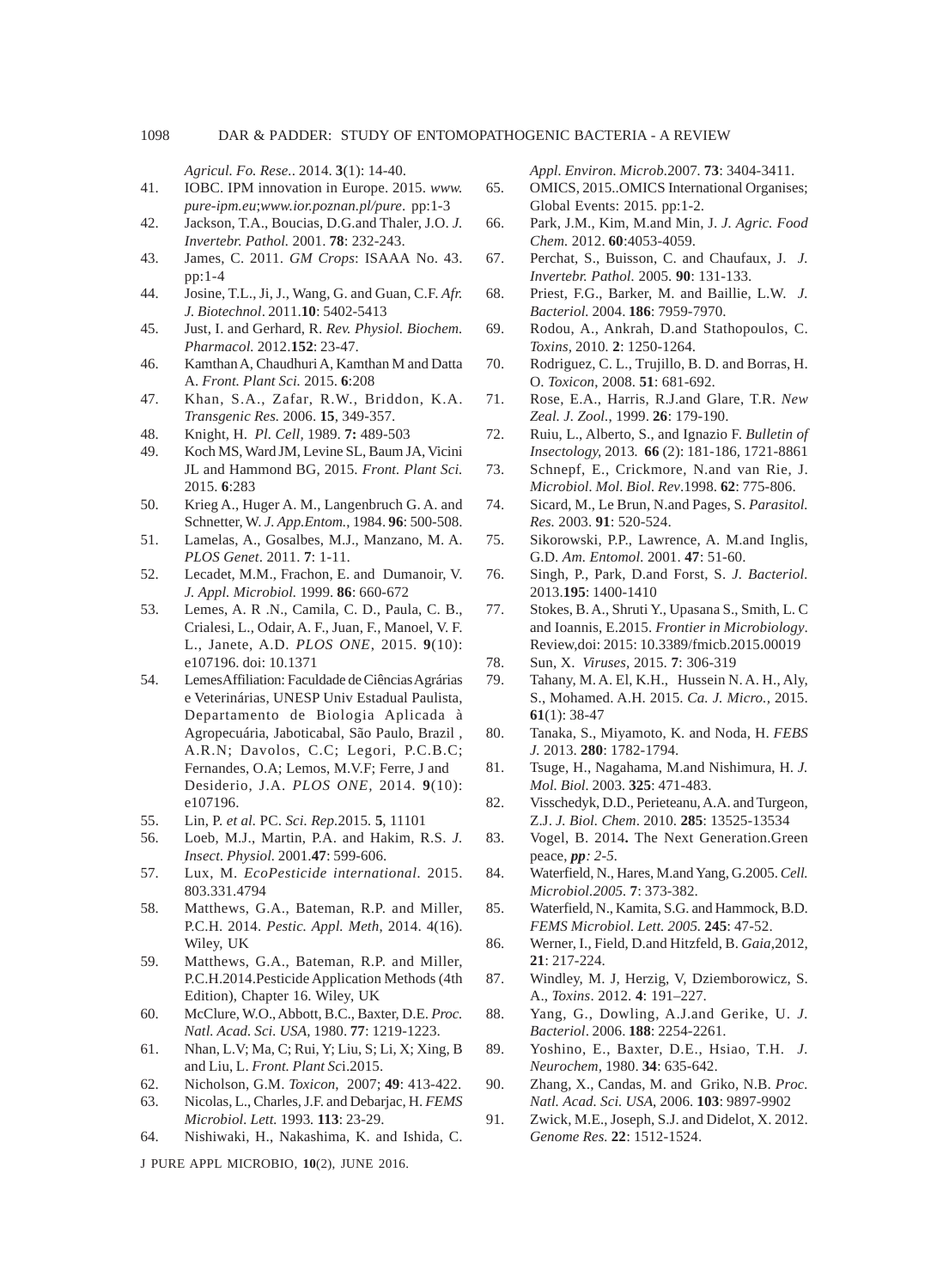*Agricul. Fo. Rese.*. 2014. **3**(1): 14-40.

41. IOBC. IPM innovation in Europe. 2015. *www. pure-ipm.eu*;*www.ior.poznan.pl/pure*. pp:1-3
42. Jackson, T.A., Boucias, D.G.and Thaler, J.O. *J. Invertebr. Pathol.* 2001. **78**: 232-243.
43. James, C. 2011. *GM Crops*: ISAAA No. 43. pp:1-4
44. Josine, T.L., Ji, J., Wang, G. and Guan, C.F. *Afr. J. Biotechnol*. 2011.**10**: 5402-5413
45. Just, I. and Gerhard, R. *Rev. Physiol. Biochem. Pharmacol.* 2012.**152**: 23-47.
46. Kamthan A, Chaudhuri A, Kamthan M and Datta A. *Front. Plant Sci.* 2015. **6**:208
47. Khan, S.A., Zafar, R.W., Briddon, K.A. *Transgenic Res.* 2006. **15**, 349-357.
48. Knight, H. *Pl. Cell*, 1989. **7:** 489-503
49. Koch MS, Ward JM, Levine SL, Baum JA, Vicini JL and Hammond BG, 2015. *Front. Plant Sci.* 2015. **6**:283
50. Krieg A., Huger A. M., Langenbruch G. A. and Schnetter, W. *J. App.Entom.*, 1984. **96**: 500-508.
51. Lamelas, A., Gosalbes, M.J., Manzano, M. A. *PLOS Genet*. 2011. **7**: 1-11.
52. Lecadet, M.M., Frachon, E. and Dumanoir, V. *J. Appl. Microbiol.* 1999. **86**: 660-672
53. Lemes, A. R .N., Camila, C. D., Paula, C. B., Crialesi, L., Odair, A. F., Juan, F., Manoel, V. F. L., Janete, A.D. *PLOS ONE*, 2015. **9**(10): e107196. doi: 10.1371
54. LemesAffiliation: Faculdade de Ciências Agrárias e Veterinárias, UNESP Univ Estadual Paulista, Departamento de Biologia Aplicada à Agropecuária, Jaboticabal, São Paulo, Brazil , A.R.N; Davolos, C.C; Legori, P.C.B.C; Fernandes, O.A; Lemos, M.V.F; Ferre, J and Desiderio, J.A. *PLOS ONE*, 2014. **9**(10): e107196.
55. Lin, P. *et al.* PC. *Sci. Rep*.2015. **5**, 11101
56. Loeb, M.J., Martin, P.A. and Hakim, R.S. *J. Insect. Physiol.* 2001.**47**: 599-606.
57. Lux, M. *EcoPesticide international*. 2015. 803.331.4794
58. Matthews, G.A., Bateman, R.P. and Miller, P.C.H. 2014. *Pestic. Appl. Meth*, 2014. 4(16). Wiley, UK
59. Matthews, G.A., Bateman, R.P. and Miller, P.C.H.2014.Pesticide Application Methods (4th Edition), Chapter 16. Wiley, UK
60. McClure, W.O., Abbott, B.C., Baxter, D.E. *Proc. Natl. Acad. Sci. USA*, 1980. **77**: 1219-1223.
61. Nhan, L.V; Ma, C; Rui, Y; Liu, S; Li, X; Xing, B and Liu, L. *Front. Plant Sc*i.2015.
62. Nicholson, G.M. *Toxicon*, 2007; **49**: 413-422.
63. Nicolas, L., Charles, J.F. and Debarjac, H. *FEMS Microbiol. Lett.* 1993. **113**: 23-29.
64. Nishiwaki, H., Nakashima, K. and Ishida, C. *Appl. Environ. Microb*.2007. **73**: 3404-3411.
65. OMICS, 2015..OMICS International Organises; Global Events: 2015. pp:1-2.
66. Park, J.M., Kim, M.and Min, J. *J. Agric. Food Chem.* 2012. **60**:4053-4059.
67. Perchat, S., Buisson, C. and Chaufaux, J. *J. Invertebr. Pathol.* 2005. **90**: 131-133.
68. Priest, F.G., Barker, M. and Baillie, L.W. *J. Bacteriol.* 2004. **186**: 7959-7970.
69. Rodou, A., Ankrah, D.and Stathopoulos, C. *Toxins*, 2010. **2**: 1250-1264.
70. Rodriguez, C. L., Trujillo, B. D. and Borras, H. O. *Toxicon*, 2008. **51**: 681-692.
71. Rose, E.A., Harris, R.J.and Glare, T.R. *New Zeal. J. Zool.*, 1999. **26**: 179-190.
72. Ruiu, L., Alberto, S., and Ignazio F. *Bulletin of Insectology*, 2013. **66** (2): 181-186, 1721-8861
73. Schnepf, E., Crickmore, N.and van Rie, J. *Microbiol. Mol. Biol. Rev*.1998. **62**: 775-806.
74. Sicard, M., Le Brun, N.and Pages, S. *Parasitol. Res.* 2003. **91**: 520-524.
75. Sikorowski, P.P., Lawrence, A. M.and Inglis, G.D. *Am. Entomol.* 2001. **47**: 51-60.
76. Singh, P., Park, D.and Forst, S. *J. Bacteriol.* 2013.**195**: 1400-1410
77. Stokes, B. A., Shruti Y., Upasana S., Smith, L. C and Ioannis, E.2015. *Frontier in Microbiology*. Review,doi: 2015: 10.3389/fmicb.2015.00019
78. Sun, X. *Viruses*, 2015. **7**: 306-319
79. Tahany, M. A. El, K.H., Hussein N. A. H., Aly, S., Mohamed. A.H. 2015. *Ca. J. Micro.,* 2015. **61**(1): 38-47
80. Tanaka, S., Miyamoto, K. and Noda, H. *FEBS J.* 2013. **280**: 1782-1794.
81. Tsuge, H., Nagahama, M.and Nishimura, H. *J. Mol. Biol.* 2003. **325**: 471-483.
82. Visschedyk, D.D., Perieteanu, A.A. and Turgeon, Z.J. *J. Biol. Chem*. 2010. **285**: 13525-13534
83. Vogel, B. 2014**.** The Next Generation.Green peace, ***pp****: 2-5*.
84. Waterfield, N., Hares, M.and Yang, G.2005. *Cell. Microbiol.2005.* **7**: 373-382.
85. Waterfield, N., Kamita, S.G. and Hammock, B.D. *FEMS Microbiol. Lett. 2005.* **245**: 47-52.
86. Werner, I., Field, D.and Hitzfeld, B. *Gaia*,2012, **21**: 217-224.
87. Windley, M. J, Herzig, V, Dziemborowicz, S. A., *Toxins*. 2012. **4**: 191–227.
88. Yang, G., Dowling, A.J.and Gerike, U. *J. Bacteriol*. 2006. **188**: 2254-2261.
89. Yoshino, E., Baxter, D.E., Hsiao, T.H. *J. Neurochem*, 1980. **34**: 635-642.
90. Zhang, X., Candas, M. and Griko, N.B. *Proc. Natl. Acad. Sci. USA*, 2006. **103**: 9897-9902
91. Zwick, M.E., Joseph, S.J. and Didelot, X. 2012. *Genome Res.* **22**: 1512-1524.